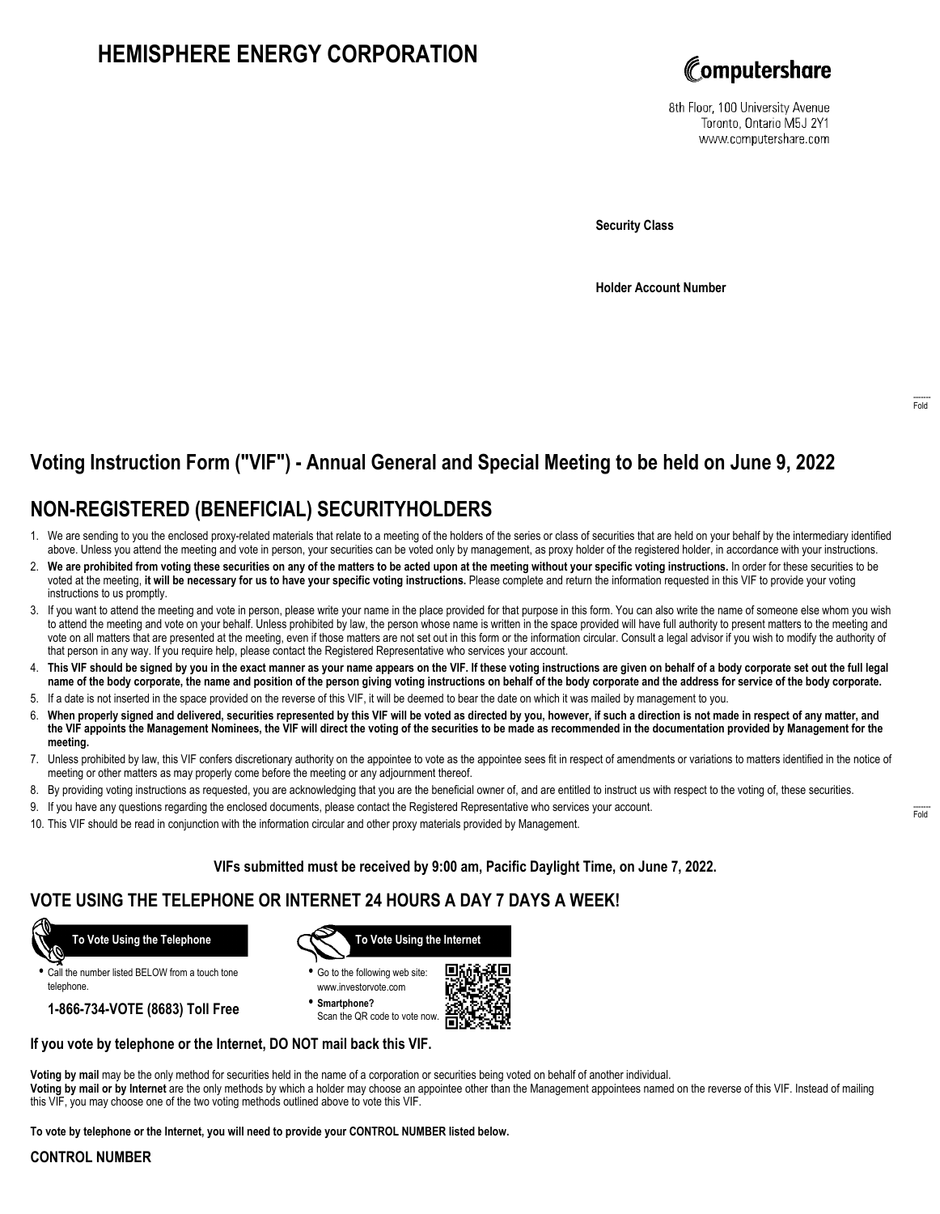# HEMISPHERE ENERGY CORPORATION

Computershare

8th Floor, 100 University Avenue
Toronto, Ontario M5J 2Y1
www.computershare.com

**Security Class**

**Holder Account Number**

Fold

## Voting Instruction Form ("VIF") - Annual General and Special Meeting to be held on June 9, 2022

## NON-REGISTERED (BENEFICIAL) SECURITYHOLDERS

1. We are sending to you the enclosed proxy-related materials that relate to a meeting of the holders of the series or class of securities that are held on your behalf by the intermediary identified above. Unless you attend the meeting and vote in person, your securities can be voted only by management, as proxy holder of the registered holder, in accordance with your instructions.
2. **We are prohibited from voting these securities on any of the matters to be acted upon at the meeting without your specific voting instructions.** In order for these securities to be voted at the meeting, **it will be necessary for us to have your specific voting instructions.** Please complete and return the information requested in this VIF to provide your voting instructions to us promptly.
3. If you want to attend the meeting and vote in person, please write your name in the place provided for that purpose in this form. You can also write the name of someone else whom you wish to attend the meeting and vote on your behalf. Unless prohibited by law, the person whose name is written in the space provided will have full authority to present matters to the meeting and vote on all matters that are presented at the meeting, even if those matters are not set out in this form or the information circular. Consult a legal advisor if you wish to modify the authority of that person in any way. If you require help, please contact the Registered Representative who services your account.
4. **This VIF should be signed by you in the exact manner as your name appears on the VIF. If these voting instructions are given on behalf of a body corporate set out the full legal name of the body corporate, the name and position of the person giving voting instructions on behalf of the body corporate and the address for service of the body corporate.**
5. If a date is not inserted in the space provided on the reverse of this VIF, it will be deemed to bear the date on which it was mailed by management to you.
6. **When properly signed and delivered, securities represented by this VIF will be voted as directed by you, however, if such a direction is not made in respect of any matter, and the VIF appoints the Management Nominees, the VIF will direct the voting of the securities to be made as recommended in the documentation provided by Management for the meeting.**
7. Unless prohibited by law, this VIF confers discretionary authority on the appointee to vote as the appointee sees fit in respect of amendments or variations to matters identified in the notice of meeting or other matters as may properly come before the meeting or any adjournment thereof.
8. By providing voting instructions as requested, you are acknowledging that you are the beneficial owner of, and are entitled to instruct us with respect to the voting of, these securities.
9. If you have any questions regarding the enclosed documents, please contact the Registered Representative who services your account.
10. This VIF should be read in conjunction with the information circular and other proxy materials provided by Management.

Fold

**VIFs submitted must be received by 9:00 am, Pacific Daylight Time, on June 7, 2022.**

## VOTE USING THE TELEPHONE OR INTERNET 24 HOURS A DAY 7 DAYS A WEEK!

**To Vote Using the Telephone**

- Call the number listed BELOW from a touch tone telephone.

**1-866-734-VOTE (8683) Toll Free**

**To Vote Using the Internet**

- Go to the following web site: www.investorvote.com
- **Smartphone?** Scan the QR code to vote now.

**If you vote by telephone or the Internet, DO NOT mail back this VIF.**

**Voting by mail** may be the only method for securities held in the name of a corporation or securities being voted on behalf of another individual.
**Voting by mail or by Internet** are the only methods by which a holder may choose an appointee other than the Management appointees named on the reverse of this VIF. Instead of mailing this VIF, you may choose one of the two voting methods outlined above to vote this VIF.

**To vote by telephone or the Internet, you will need to provide your CONTROL NUMBER listed below.**

**CONTROL NUMBER**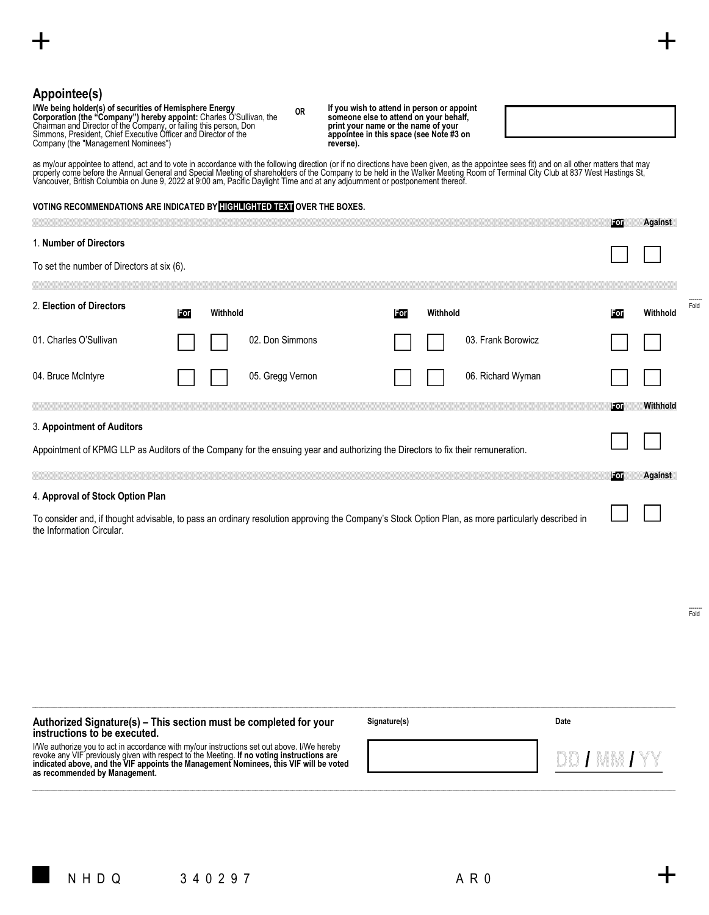## Appointee(s)

**I/We being holder(s) of securities of Hemisphere Energy Corporation (the "Company") hereby appoint:** Charles O'Sullivan, the Chairman and Director of the Company, or failing this person, Don Simmons, President, Chief Executive Officer and Director of the Company (the "Management Nominees")

**OR**

**If you wish to attend in person or appoint someone else to attend on your behalf, print your name or the name of your appointee in this space (see Note #3 on reverse).**

as my/our appointee to attend, act and to vote in accordance with the following direction (or if no directions have been given, as the appointee sees fit) and on all other matters that may properly come before the Annual General and Special Meeting of shareholders of the Company to be held in the Walker Meeting Room of Terminal City Club at 837 West Hastings St, Vancouver, British Columbia on June 9, 2022 at 9:00 am, Pacific Daylight Time and at any adjournment or postponement thereof.

**VOTING RECOMMENDATIONS ARE INDICATED BY HIGHLIGHTED TEXT OVER THE BOXES.**

| | For | Against |
|---|---|---|
| 1. **Number of Directors**<br>To set the number of Directors at six (6). | ☐ | ☐ |

2. **Election of Directors**

| | For | Withhold | | For | Withhold | | For | Withhold |
|---|---|---|---|---|---|---|---|---|
| 01. Charles O'Sullivan | ☐ | ☐ | 02. Don Simmons | ☐ | ☐ | 03. Frank Borowicz | ☐ | ☐ |
| 04. Bruce McIntyre | ☐ | ☐ | 05. Gregg Vernon | ☐ | ☐ | 06. Richard Wyman | ☐ | ☐ |

| | For | Withhold |
|---|---|---|
| 3. **Appointment of Auditors**<br>Appointment of KPMG LLP as Auditors of the Company for the ensuing year and authorizing the Directors to fix their remuneration. | ☐ | ☐ |

| | For | Against |
|---|---|---|
| 4. **Approval of Stock Option Plan**<br>To consider and, if thought advisable, to pass an ordinary resolution approving the Company's Stock Option Plan, as more particularly described in the Information Circular. | ☐ | ☐ |

**Authorized Signature(s) – This section must be completed for your instructions to be executed.**

I/We authorize you to act in accordance with my/our instructions set out above. I/We hereby revoke any VIF previously given with respect to the Meeting. **If no voting instructions are indicated above, and the VIF appoints the Management Nominees, this VIF will be voted as recommended by Management.**

**Signature(s)**

**Date**

DD / MM / YY

N H D Q 3 4 0 2 9 7 A R 0